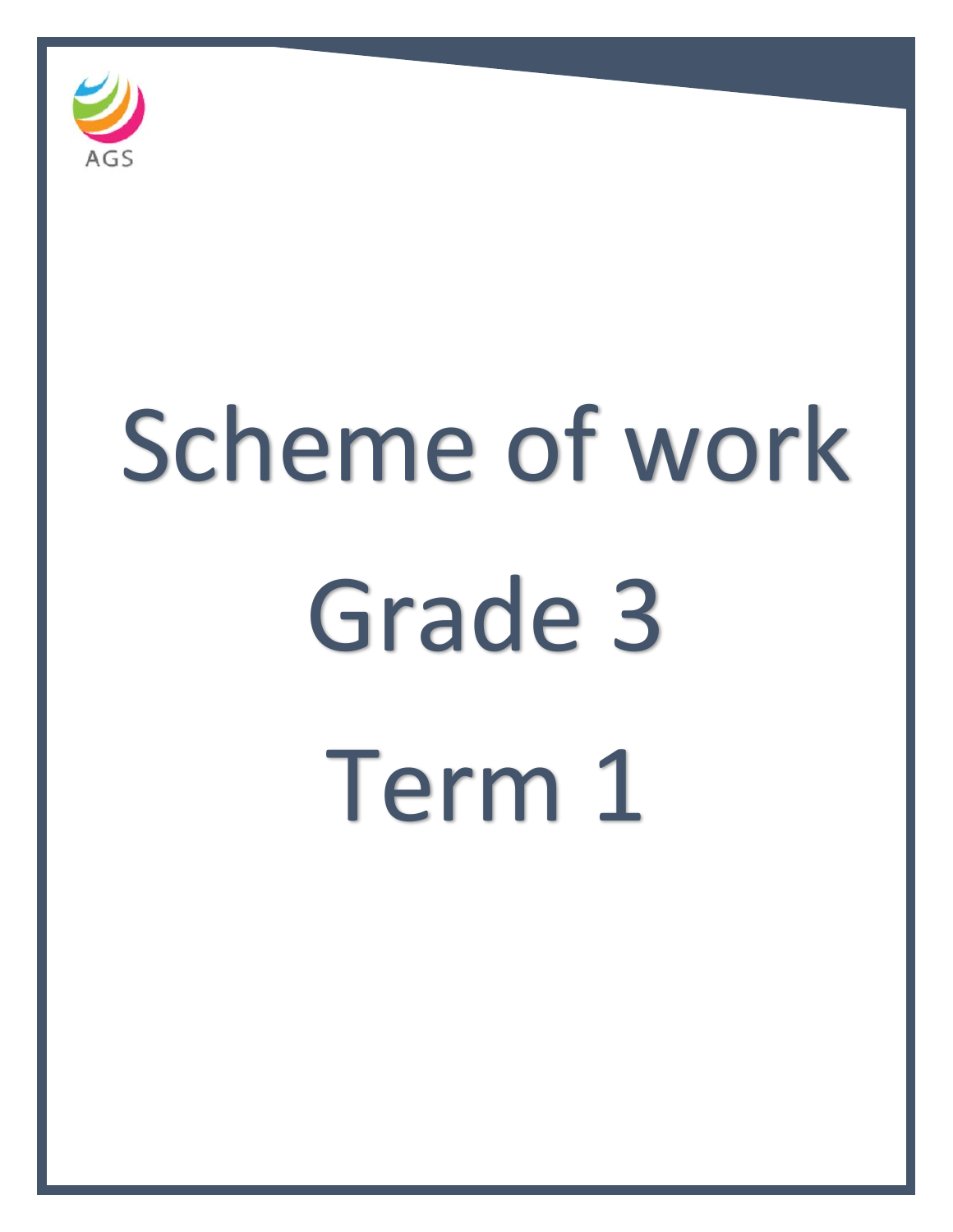AGS

# Scheme of work

# Grade 3

# Term 1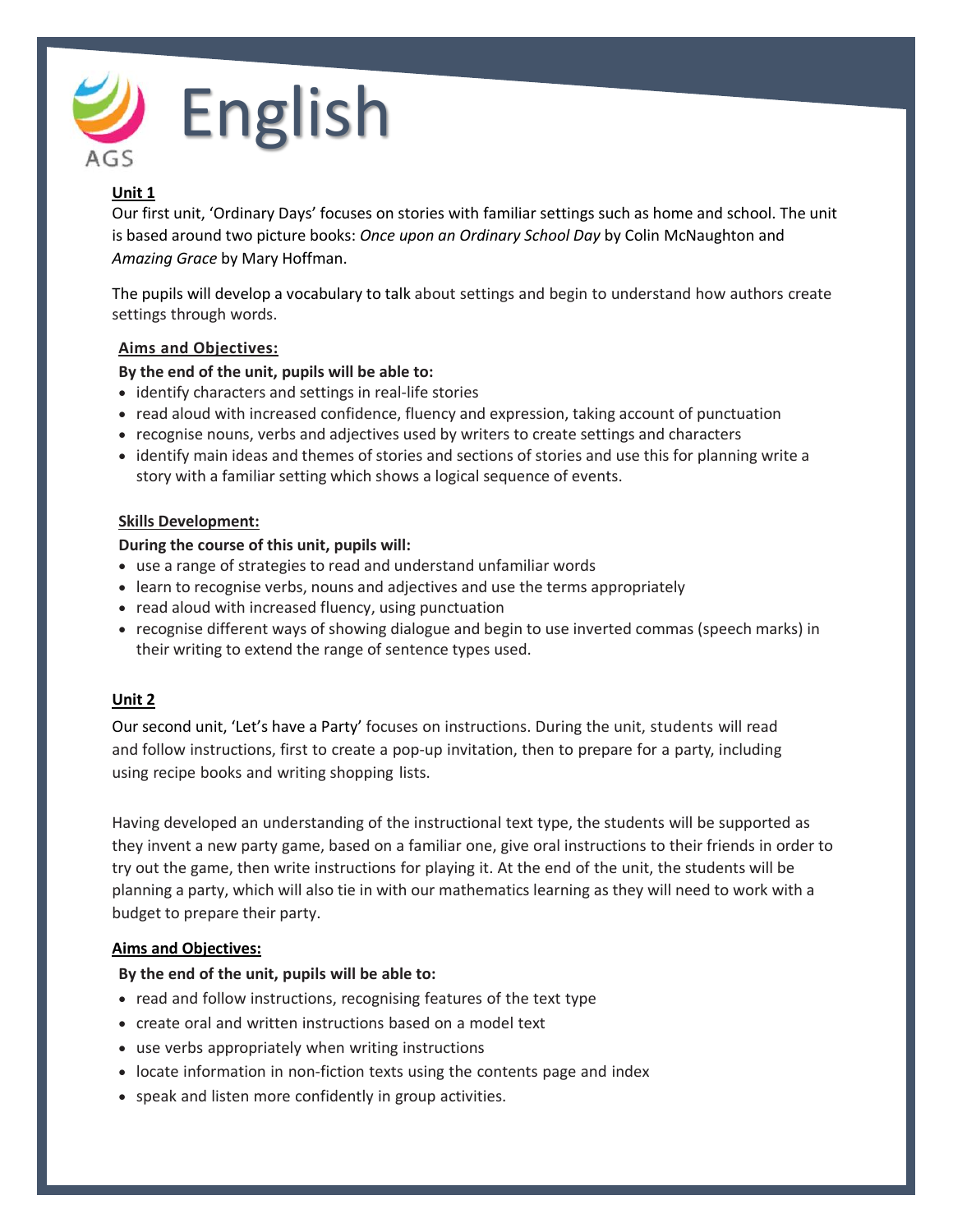# English

**Unit 1**

Our first unit, 'Ordinary Days' focuses on stories with familiar settings such as home and school. The unit is based around two picture books: *Once upon an Ordinary School Day* by Colin McNaughton and *Amazing Grace* by Mary Hoffman.

The pupils will develop a vocabulary to talk about settings and begin to understand how authors create settings through words.

**Aims and Objectives:**

**By the end of the unit, pupils will be able to:**

- identify characters and settings in real-life stories
- read aloud with increased confidence, fluency and expression, taking account of punctuation
- recognise nouns, verbs and adjectives used by writers to create settings and characters
- identify main ideas and themes of stories and sections of stories and use this for planning write a story with a familiar setting which shows a logical sequence of events.

**Skills Development:**

**During the course of this unit, pupils will:**

- use a range of strategies to read and understand unfamiliar words
- learn to recognise verbs, nouns and adjectives and use the terms appropriately
- read aloud with increased fluency, using punctuation
- recognise different ways of showing dialogue and begin to use inverted commas (speech marks) in their writing to extend the range of sentence types used.

**Unit 2**

Our second unit, 'Let's have a Party' focuses on instructions. During the unit, students will read and follow instructions, first to create a pop-up invitation, then to prepare for a party, including using recipe books and writing shopping lists.

Having developed an understanding of the instructional text type, the students will be supported as they invent a new party game, based on a familiar one, give oral instructions to their friends in order to try out the game, then write instructions for playing it. At the end of the unit, the students will be planning a party, which will also tie in with our mathematics learning as they will need to work with a budget to prepare their party.

**Aims and Objectives:**

**By the end of the unit, pupils will be able to:**

- read and follow instructions, recognising features of the text type
- create oral and written instructions based on a model text
- use verbs appropriately when writing instructions
- locate information in non-fiction texts using the contents page and index
- speak and listen more confidently in group activities.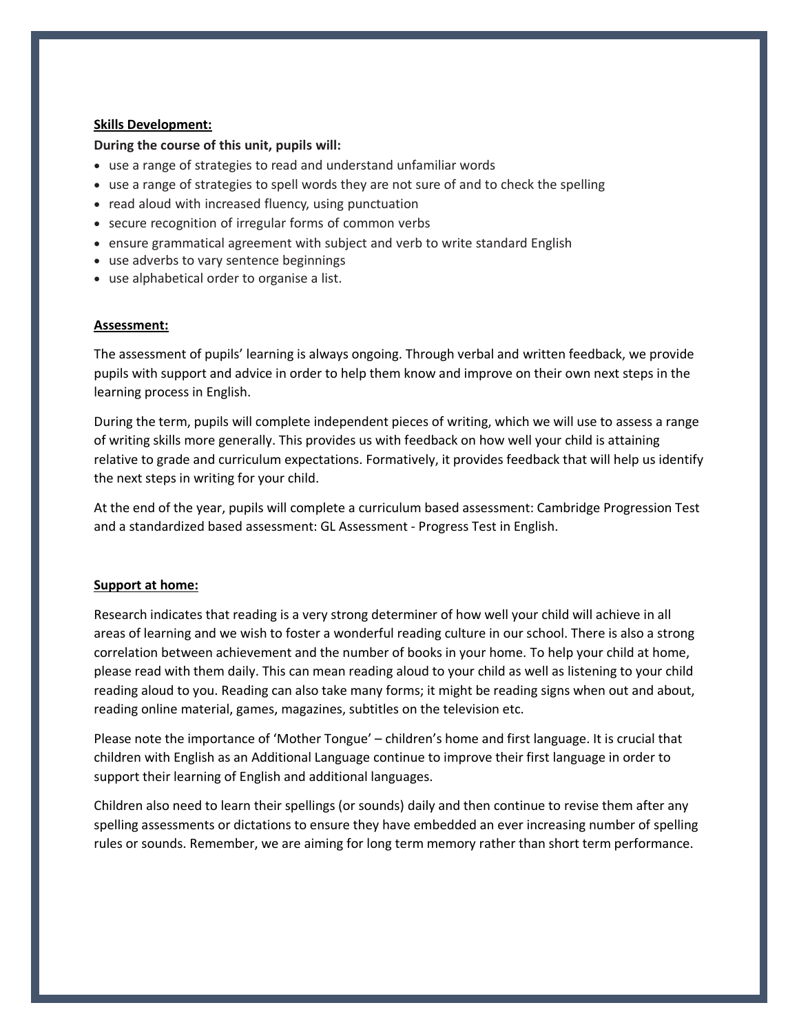**Skills Development:**

**During the course of this unit, pupils will:**

- use a range of strategies to read and understand unfamiliar words
- use a range of strategies to spell words they are not sure of and to check the spelling
- read aloud with increased fluency, using punctuation
- secure recognition of irregular forms of common verbs
- ensure grammatical agreement with subject and verb to write standard English
- use adverbs to vary sentence beginnings
- use alphabetical order to organise a list.

**Assessment:**

The assessment of pupils' learning is always ongoing. Through verbal and written feedback, we provide pupils with support and advice in order to help them know and improve on their own next steps in the learning process in English.

During the term, pupils will complete independent pieces of writing, which we will use to assess a range of writing skills more generally. This provides us with feedback on how well your child is attaining relative to grade and curriculum expectations. Formatively, it provides feedback that will help us identify the next steps in writing for your child.

At the end of the year, pupils will complete a curriculum based assessment: Cambridge Progression Test and a standardized based assessment: GL Assessment - Progress Test in English.

**Support at home:**

Research indicates that reading is a very strong determiner of how well your child will achieve in all areas of learning and we wish to foster a wonderful reading culture in our school. There is also a strong correlation between achievement and the number of books in your home. To help your child at home, please read with them daily. This can mean reading aloud to your child as well as listening to your child reading aloud to you. Reading can also take many forms; it might be reading signs when out and about, reading online material, games, magazines, subtitles on the television etc.

Please note the importance of 'Mother Tongue' – children's home and first language. It is crucial that children with English as an Additional Language continue to improve their first language in order to support their learning of English and additional languages.

Children also need to learn their spellings (or sounds) daily and then continue to revise them after any spelling assessments or dictations to ensure they have embedded an ever increasing number of spelling rules or sounds. Remember, we are aiming for long term memory rather than short term performance.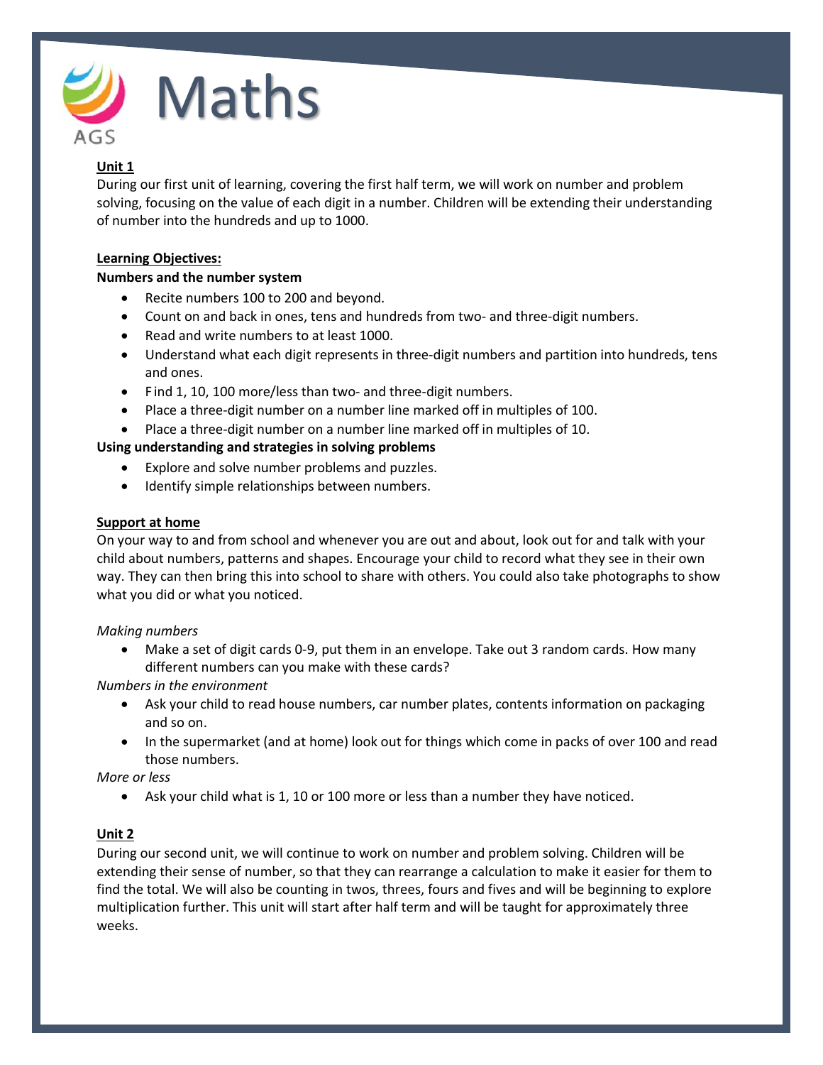# Maths

**Unit 1**

During our first unit of learning, covering the first half term, we will work on number and problem solving, focusing on the value of each digit in a number. Children will be extending their understanding of number into the hundreds and up to 1000.

**Learning Objectives:**

**Numbers and the number system**

- Recite numbers 100 to 200 and beyond.
- Count on and back in ones, tens and hundreds from two- and three-digit numbers.
- Read and write numbers to at least 1000.
- Understand what each digit represents in three-digit numbers and partition into hundreds, tens and ones.
- Find 1, 10, 100 more/less than two- and three-digit numbers.
- Place a three-digit number on a number line marked off in multiples of 100.
- Place a three-digit number on a number line marked off in multiples of 10.

**Using understanding and strategies in solving problems**

- Explore and solve number problems and puzzles.
- Identify simple relationships between numbers.

**Support at home**

On your way to and from school and whenever you are out and about, look out for and talk with your child about numbers, patterns and shapes. Encourage your child to record what they see in their own way. They can then bring this into school to share with others. You could also take photographs to show what you did or what you noticed.

*Making numbers*

- Make a set of digit cards 0-9, put them in an envelope. Take out 3 random cards. How many different numbers can you make with these cards?

*Numbers in the environment*

- Ask your child to read house numbers, car number plates, contents information on packaging and so on.
- In the supermarket (and at home) look out for things which come in packs of over 100 and read those numbers.

*More or less*

- Ask your child what is 1, 10 or 100 more or less than a number they have noticed.

**Unit 2**

During our second unit, we will continue to work on number and problem solving. Children will be extending their sense of number, so that they can rearrange a calculation to make it easier for them to find the total. We will also be counting in twos, threes, fours and fives and will be beginning to explore multiplication further. This unit will start after half term and will be taught for approximately three weeks.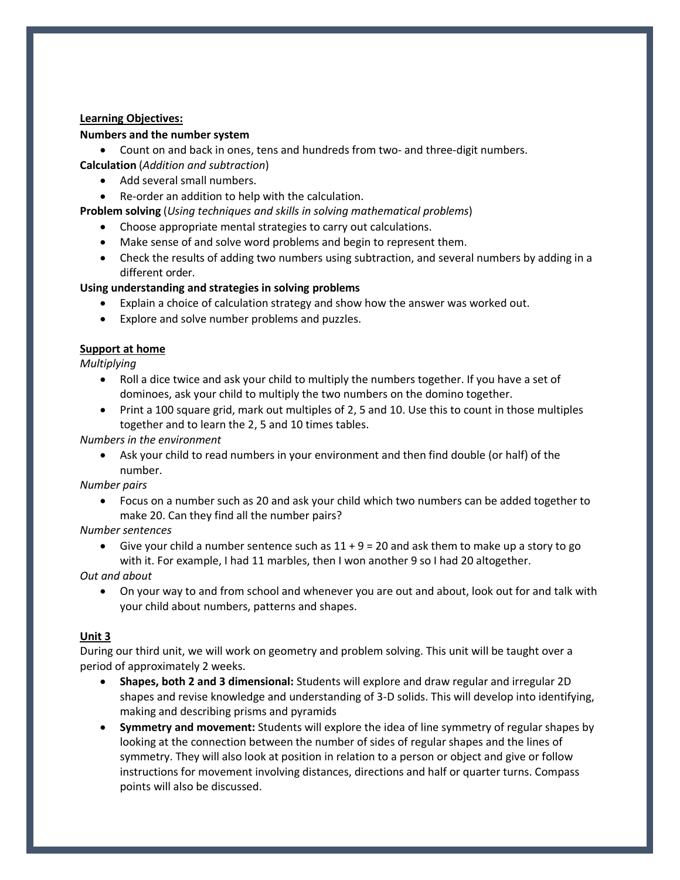**Learning Objectives:**

**Numbers and the number system**

- Count on and back in ones, tens and hundreds from two- and three-digit numbers.

**Calculation** (*Addition and subtraction*)

- Add several small numbers.
- Re-order an addition to help with the calculation.

**Problem solving** (*Using techniques and skills in solving mathematical problems*)

- Choose appropriate mental strategies to carry out calculations.
- Make sense of and solve word problems and begin to represent them.
- Check the results of adding two numbers using subtraction, and several numbers by adding in a different order.

**Using understanding and strategies in solving problems**

- Explain a choice of calculation strategy and show how the answer was worked out.
- Explore and solve number problems and puzzles.

**Support at home**

*Multiplying*

- Roll a dice twice and ask your child to multiply the numbers together. If you have a set of dominoes, ask your child to multiply the two numbers on the domino together.
- Print a 100 square grid, mark out multiples of 2, 5 and 10. Use this to count in those multiples together and to learn the 2, 5 and 10 times tables.

*Numbers in the environment*

- Ask your child to read numbers in your environment and then find double (or half) of the number.

*Number pairs*

- Focus on a number such as 20 and ask your child which two numbers can be added together to make 20. Can they find all the number pairs?

*Number sentences*

- Give your child a number sentence such as $11 + 9 = 20$ and ask them to make up a story to go with it. For example, I had 11 marbles, then I won another 9 so I had 20 altogether.

*Out and about*

- On your way to and from school and whenever you are out and about, look out for and talk with your child about numbers, patterns and shapes.

**Unit 3**

During our third unit, we will work on geometry and problem solving. This unit will be taught over a period of approximately 2 weeks.

- **Shapes, both 2 and 3 dimensional:** Students will explore and draw regular and irregular 2D shapes and revise knowledge and understanding of 3-D solids. This will develop into identifying, making and describing prisms and pyramids
- **Symmetry and movement:** Students will explore the idea of line symmetry of regular shapes by looking at the connection between the number of sides of regular shapes and the lines of symmetry. They will also look at position in relation to a person or object and give or follow instructions for movement involving distances, directions and half or quarter turns. Compass points will also be discussed.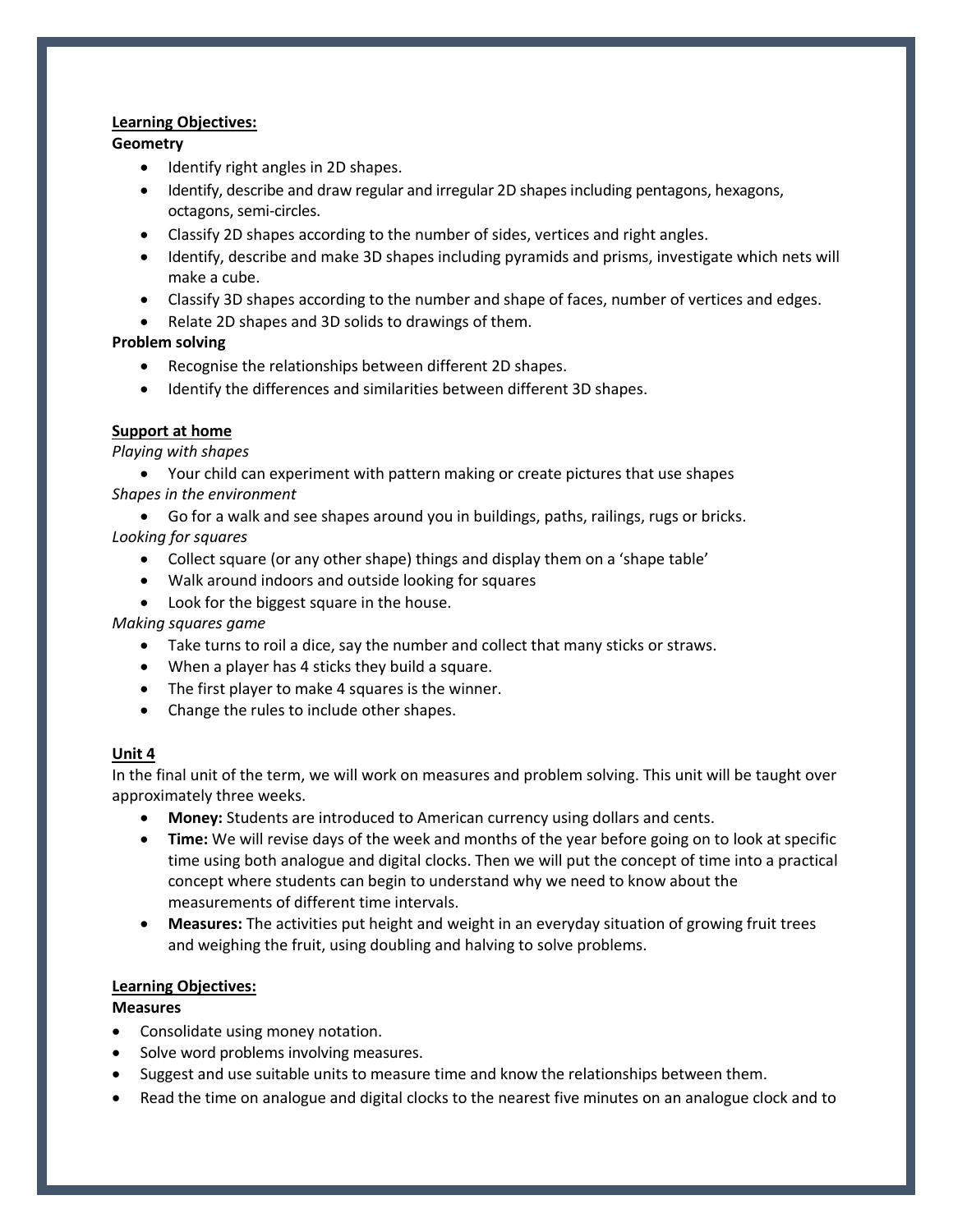**Learning Objectives:**

**Geometry**

- Identify right angles in 2D shapes.
- Identify, describe and draw regular and irregular 2D shapes including pentagons, hexagons, octagons, semi-circles.
- Classify 2D shapes according to the number of sides, vertices and right angles.
- Identify, describe and make 3D shapes including pyramids and prisms, investigate which nets will make a cube.
- Classify 3D shapes according to the number and shape of faces, number of vertices and edges.
- Relate 2D shapes and 3D solids to drawings of them.

**Problem solving**

- Recognise the relationships between different 2D shapes.
- Identify the differences and similarities between different 3D shapes.

**Support at home**

*Playing with shapes*

- Your child can experiment with pattern making or create pictures that use shapes

*Shapes in the environment*

- Go for a walk and see shapes around you in buildings, paths, railings, rugs or bricks.

*Looking for squares*

- Collect square (or any other shape) things and display them on a 'shape table'
- Walk around indoors and outside looking for squares
- Look for the biggest square in the house.

*Making squares game*

- Take turns to roil a dice, say the number and collect that many sticks or straws.
- When a player has 4 sticks they build a square.
- The first player to make 4 squares is the winner.
- Change the rules to include other shapes.

**Unit 4**

In the final unit of the term, we will work on measures and problem solving. This unit will be taught over approximately three weeks.

- **Money:** Students are introduced to American currency using dollars and cents.
- **Time:** We will revise days of the week and months of the year before going on to look at specific time using both analogue and digital clocks. Then we will put the concept of time into a practical concept where students can begin to understand why we need to know about the measurements of different time intervals.
- **Measures:** The activities put height and weight in an everyday situation of growing fruit trees and weighing the fruit, using doubling and halving to solve problems.

**Learning Objectives:**

**Measures**

- Consolidate using money notation.
- Solve word problems involving measures.
- Suggest and use suitable units to measure time and know the relationships between them.
- Read the time on analogue and digital clocks to the nearest five minutes on an analogue clock and to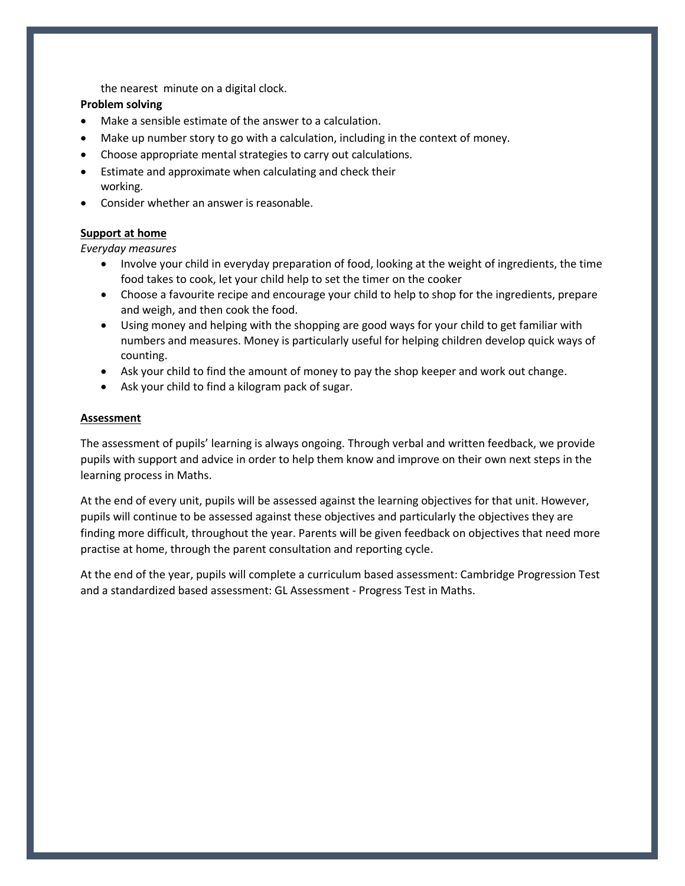the nearest minute on a digital clock.

**Problem solving**

- Make a sensible estimate of the answer to a calculation.
- Make up number story to go with a calculation, including in the context of money.
- Choose appropriate mental strategies to carry out calculations.
- Estimate and approximate when calculating and check their working.
- Consider whether an answer is reasonable.

**<u>Support at home</u>**

*Everyday measures*

- Involve your child in everyday preparation of food, looking at the weight of ingredients, the time food takes to cook, let your child help to set the timer on the cooker
- Choose a favourite recipe and encourage your child to help to shop for the ingredients, prepare and weigh, and then cook the food.
- Using money and helping with the shopping are good ways for your child to get familiar with numbers and measures. Money is particularly useful for helping children develop quick ways of counting.
- Ask your child to find the amount of money to pay the shop keeper and work out change.
- Ask your child to find a kilogram pack of sugar.

**<u>Assessment</u>**

The assessment of pupils' learning is always ongoing. Through verbal and written feedback, we provide pupils with support and advice in order to help them know and improve on their own next steps in the learning process in Maths.

At the end of every unit, pupils will be assessed against the learning objectives for that unit. However, pupils will continue to be assessed against these objectives and particularly the objectives they are finding more difficult, throughout the year. Parents will be given feedback on objectives that need more practise at home, through the parent consultation and reporting cycle.

At the end of the year, pupils will complete a curriculum based assessment: Cambridge Progression Test and a standardized based assessment: GL Assessment - Progress Test in Maths.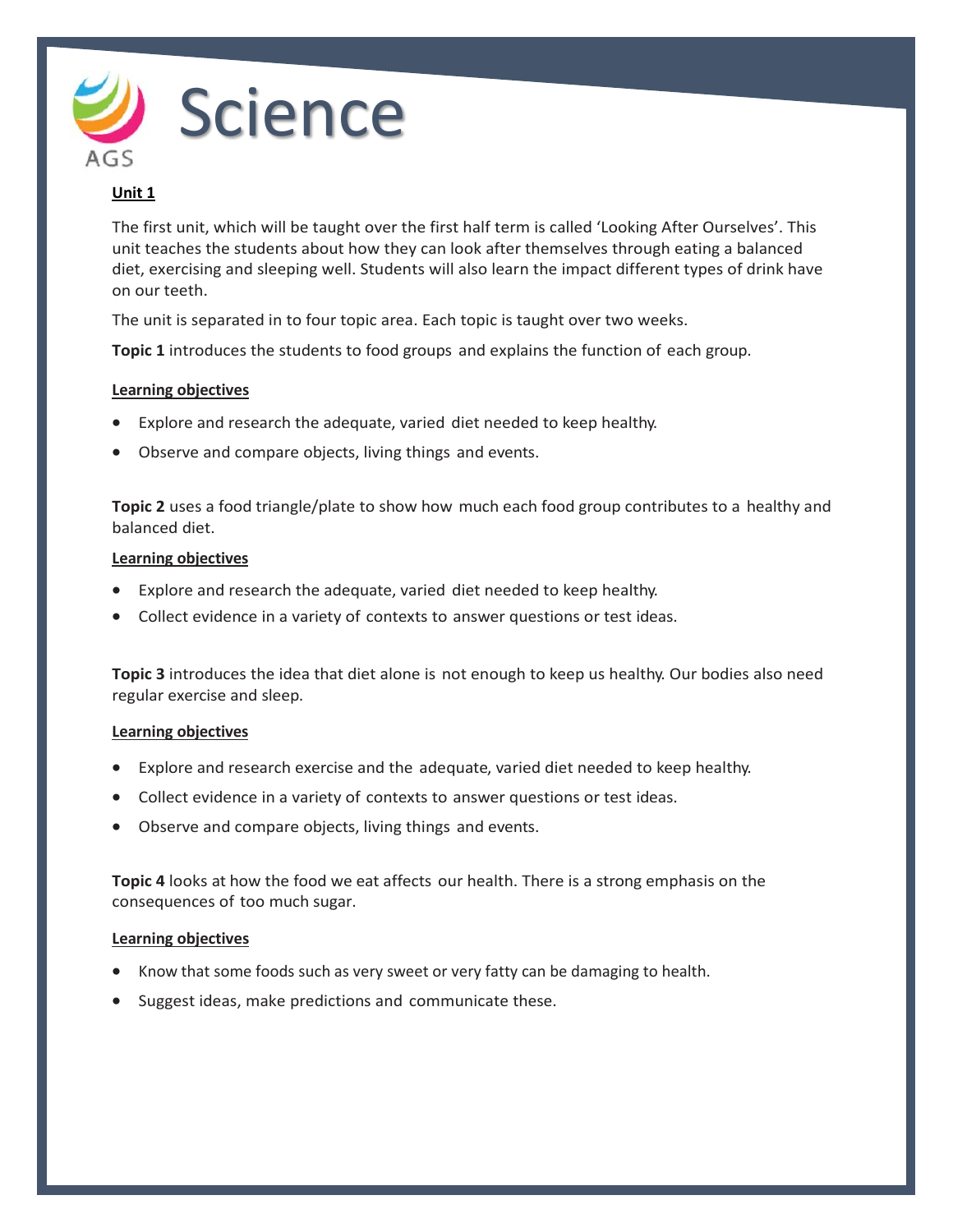# Science

AGS

**Unit 1**

The first unit, which will be taught over the first half term is called 'Looking After Ourselves'. This unit teaches the students about how they can look after themselves through eating a balanced diet, exercising and sleeping well. Students will also learn the impact different types of drink have on our teeth.

The unit is separated in to four topic area. Each topic is taught over two weeks.

**Topic 1** introduces the students to food groups and explains the function of each group.

**Learning objectives**

- Explore and research the adequate, varied diet needed to keep healthy.
- Observe and compare objects, living things and events.

**Topic 2** uses a food triangle/plate to show how much each food group contributes to a healthy and balanced diet.

**Learning objectives**

- Explore and research the adequate, varied diet needed to keep healthy.
- Collect evidence in a variety of contexts to answer questions or test ideas.

**Topic 3** introduces the idea that diet alone is not enough to keep us healthy. Our bodies also need regular exercise and sleep.

**Learning objectives**

- Explore and research exercise and the adequate, varied diet needed to keep healthy.
- Collect evidence in a variety of contexts to answer questions or test ideas.
- Observe and compare objects, living things and events.

**Topic 4** looks at how the food we eat affects our health. There is a strong emphasis on the consequences of too much sugar.

**Learning objectives**

- Know that some foods such as very sweet or very fatty can be damaging to health.
- Suggest ideas, make predictions and communicate these.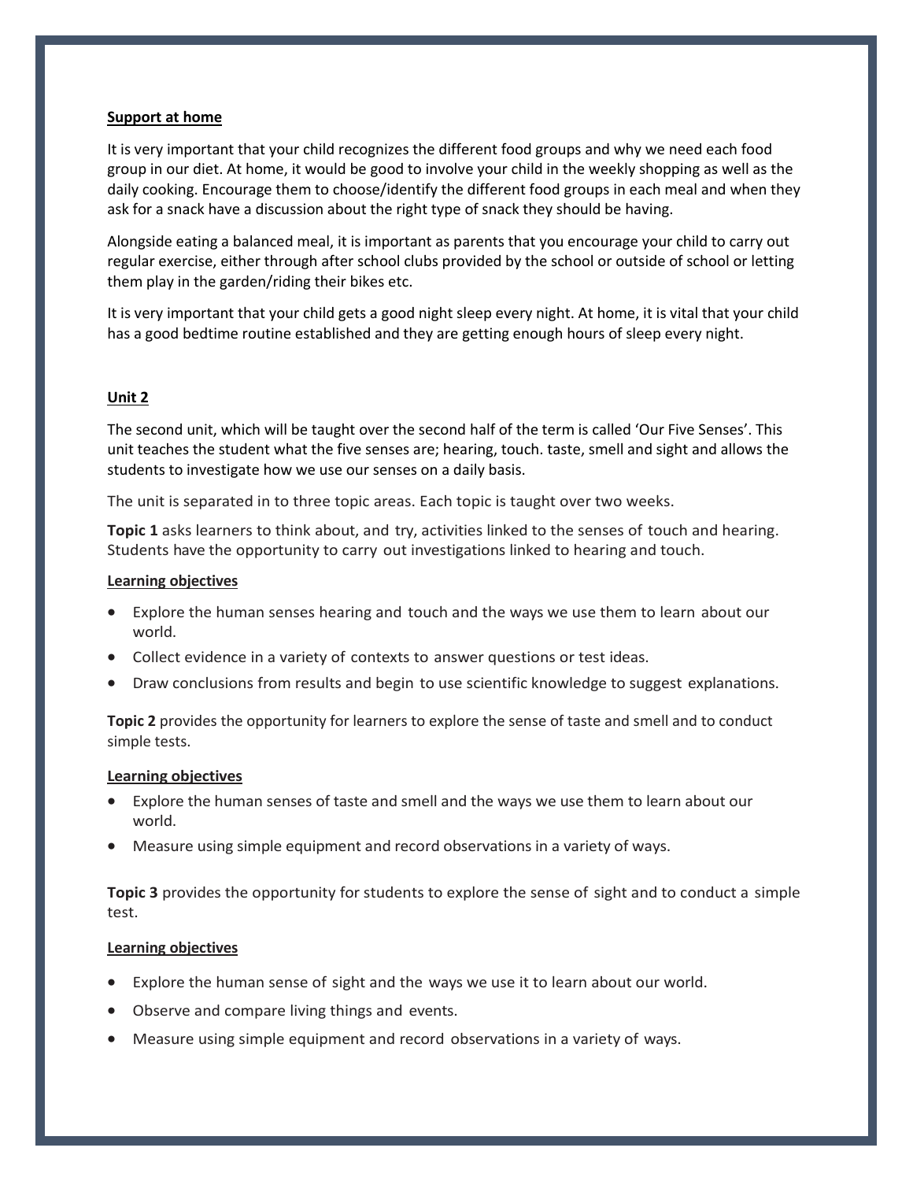**Support at home**

It is very important that your child recognizes the different food groups and why we need each food group in our diet. At home, it would be good to involve your child in the weekly shopping as well as the daily cooking. Encourage them to choose/identify the different food groups in each meal and when they ask for a snack have a discussion about the right type of snack they should be having.

Alongside eating a balanced meal, it is important as parents that you encourage your child to carry out regular exercise, either through after school clubs provided by the school or outside of school or letting them play in the garden/riding their bikes etc.

It is very important that your child gets a good night sleep every night. At home, it is vital that your child has a good bedtime routine established and they are getting enough hours of sleep every night.

**Unit 2**

The second unit, which will be taught over the second half of the term is called 'Our Five Senses'. This unit teaches the student what the five senses are; hearing, touch. taste, smell and sight and allows the students to investigate how we use our senses on a daily basis.

The unit is separated in to three topic areas. Each topic is taught over two weeks.

**Topic 1** asks learners to think about, and try, activities linked to the senses of touch and hearing. Students have the opportunity to carry out investigations linked to hearing and touch.

**Learning objectives**

- Explore the human senses hearing and touch and the ways we use them to learn about our world.
- Collect evidence in a variety of contexts to answer questions or test ideas.
- Draw conclusions from results and begin to use scientific knowledge to suggest explanations.

**Topic 2** provides the opportunity for learners to explore the sense of taste and smell and to conduct simple tests.

**Learning objectives**

- Explore the human senses of taste and smell and the ways we use them to learn about our world.
- Measure using simple equipment and record observations in a variety of ways.

**Topic 3** provides the opportunity for students to explore the sense of sight and to conduct a simple test.

**Learning objectives**

- Explore the human sense of sight and the ways we use it to learn about our world.
- Observe and compare living things and events.
- Measure using simple equipment and record observations in a variety of ways.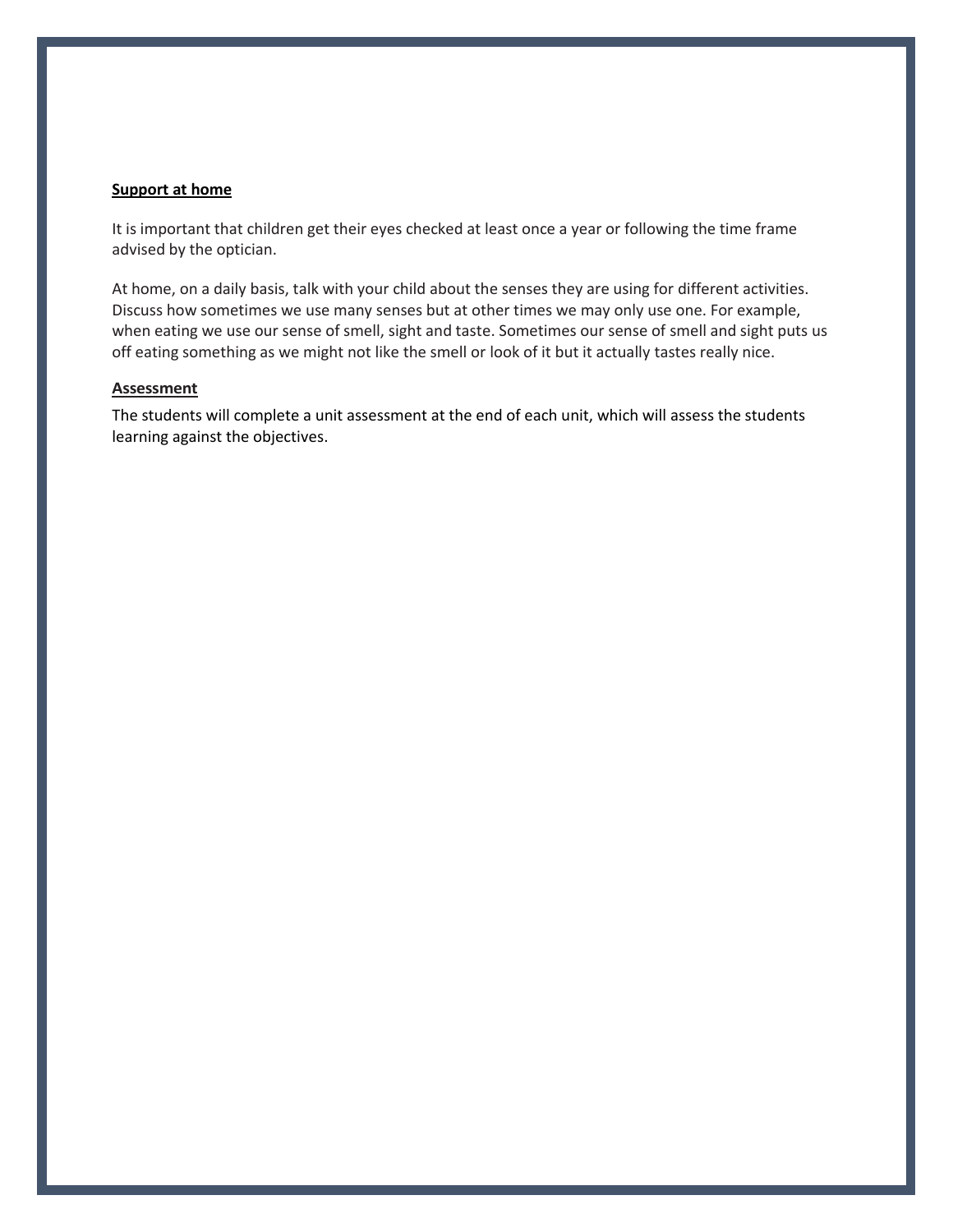**Support at home**

It is important that children get their eyes checked at least once a year or following the time frame advised by the optician.

At home, on a daily basis, talk with your child about the senses they are using for different activities. Discuss how sometimes we use many senses but at other times we may only use one. For example, when eating we use our sense of smell, sight and taste. Sometimes our sense of smell and sight puts us off eating something as we might not like the smell or look of it but it actually tastes really nice.

**Assessment**

The students will complete a unit assessment at the end of each unit, which will assess the students learning against the objectives.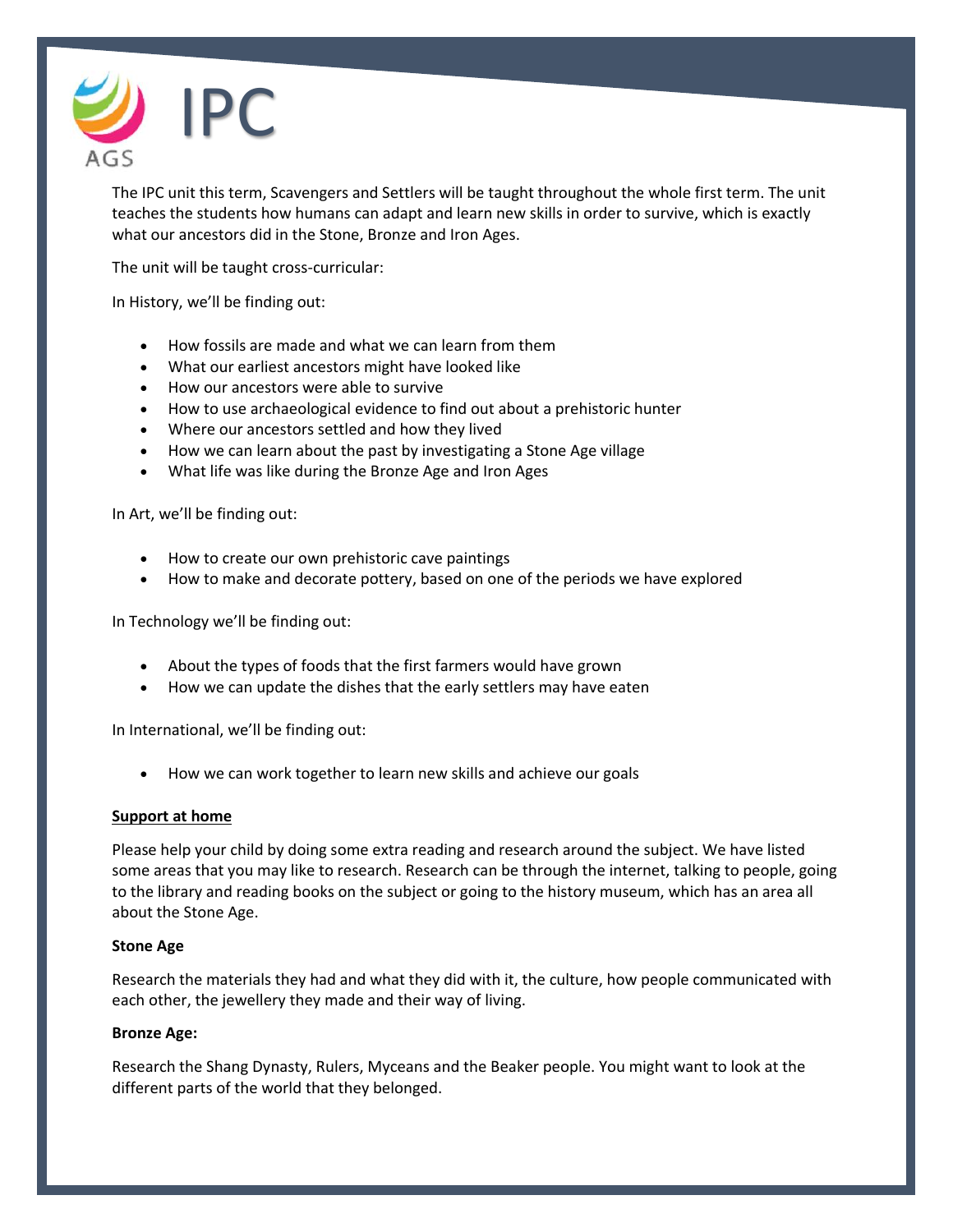# IPC

The IPC unit this term, Scavengers and Settlers will be taught throughout the whole first term. The unit teaches the students how humans can adapt and learn new skills in order to survive, which is exactly what our ancestors did in the Stone, Bronze and Iron Ages.

The unit will be taught cross-curricular:

In History, we'll be finding out:

- How fossils are made and what we can learn from them
- What our earliest ancestors might have looked like
- How our ancestors were able to survive
- How to use archaeological evidence to find out about a prehistoric hunter
- Where our ancestors settled and how they lived
- How we can learn about the past by investigating a Stone Age village
- What life was like during the Bronze Age and Iron Ages

In Art, we'll be finding out:

- How to create our own prehistoric cave paintings
- How to make and decorate pottery, based on one of the periods we have explored

In Technology we'll be finding out:

- About the types of foods that the first farmers would have grown
- How we can update the dishes that the early settlers may have eaten

In International, we'll be finding out:

- How we can work together to learn new skills and achieve our goals

**Support at home**

Please help your child by doing some extra reading and research around the subject. We have listed some areas that you may like to research. Research can be through the internet, talking to people, going to the library and reading books on the subject or going to the history museum, which has an area all about the Stone Age.

**Stone Age**

Research the materials they had and what they did with it, the culture, how people communicated with each other, the jewellery they made and their way of living.

**Bronze Age:**

Research the Shang Dynasty, Rulers, Myceans and the Beaker people. You might want to look at the different parts of the world that they belonged.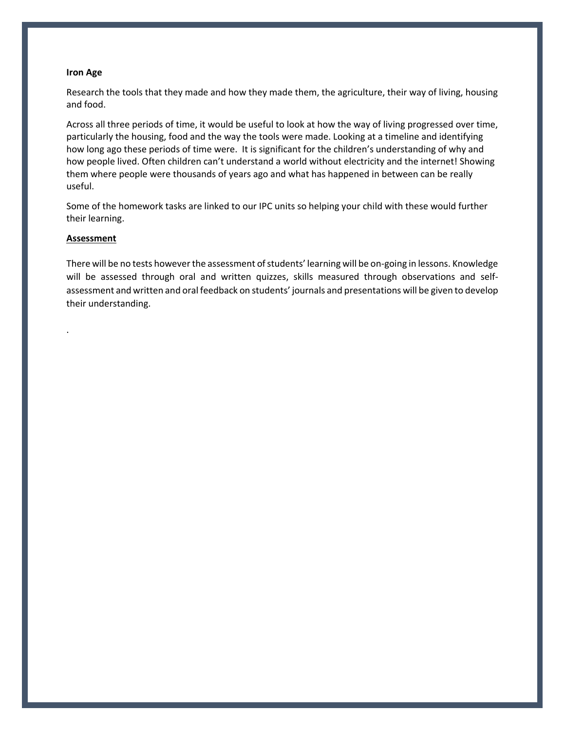**Iron Age**

Research the tools that they made and how they made them, the agriculture, their way of living, housing and food.

Across all three periods of time, it would be useful to look at how the way of living progressed over time, particularly the housing, food and the way the tools were made. Looking at a timeline and identifying how long ago these periods of time were. It is significant for the children's understanding of why and how people lived. Often children can't understand a world without electricity and the internet! Showing them where people were thousands of years ago and what has happened in between can be really useful.

Some of the homework tasks are linked to our IPC units so helping your child with these would further their learning.

**<u>Assessment</u>**

There will be no tests however the assessment of students' learning will be on-going in lessons. Knowledge will be assessed through oral and written quizzes, skills measured through observations and self-assessment and written and oral feedback on students' journals and presentations will be given to develop their understanding.

.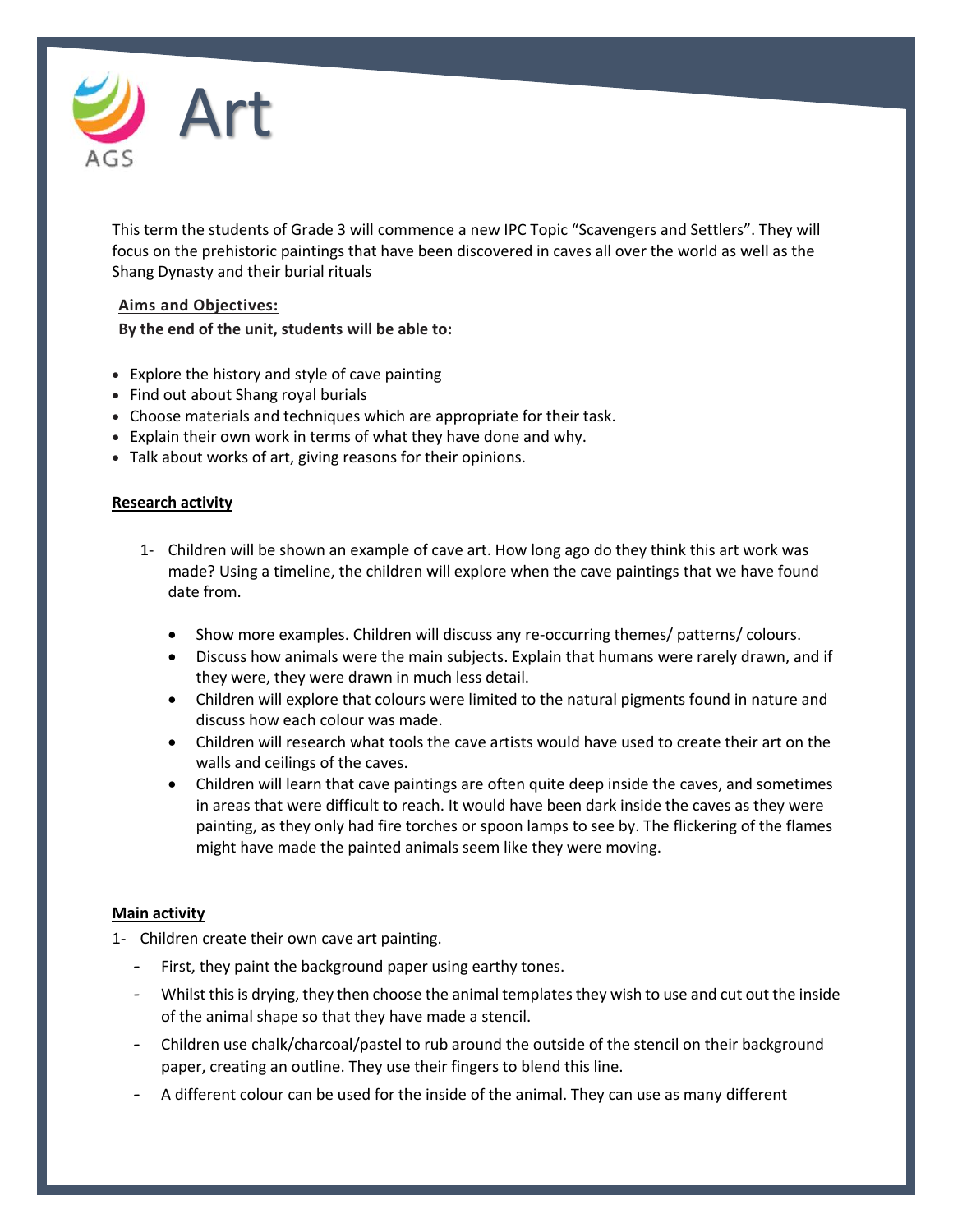# Art

This term the students of Grade 3 will commence a new IPC Topic “Scavengers and Settlers”. They will focus on the prehistoric paintings that have been discovered in caves all over the world as well as the Shang Dynasty and their burial rituals

**Aims and Objectives:**

**By the end of the unit, students will be able to:**

- Explore the history and style of cave painting
- Find out about Shang royal burials
- Choose materials and techniques which are appropriate for their task.
- Explain their own work in terms of what they have done and why.
- Talk about works of art, giving reasons for their opinions.

**Research activity**

1- Children will be shown an example of cave art. How long ago do they think this art work was made? Using a timeline, the children will explore when the cave paintings that we have found date from.

   - Show more examples. Children will discuss any re-occurring themes/ patterns/ colours.
   - Discuss how animals were the main subjects. Explain that humans were rarely drawn, and if they were, they were drawn in much less detail.
   - Children will explore that colours were limited to the natural pigments found in nature and discuss how each colour was made.
   - Children will research what tools the cave artists would have used to create their art on the walls and ceilings of the caves.
   - Children will learn that cave paintings are often quite deep inside the caves, and sometimes in areas that were difficult to reach. It would have been dark inside the caves as they were painting, as they only had fire torches or spoon lamps to see by. The flickering of the flames might have made the painted animals seem like they were moving.

**Main activity**

1- Children create their own cave art painting.

- First, they paint the background paper using earthy tones.
- Whilst this is drying, they then choose the animal templates they wish to use and cut out the inside of the animal shape so that they have made a stencil.
- Children use chalk/charcoal/pastel to rub around the outside of the stencil on their background paper, creating an outline. They use their fingers to blend this line.
- A different colour can be used for the inside of the animal. They can use as many different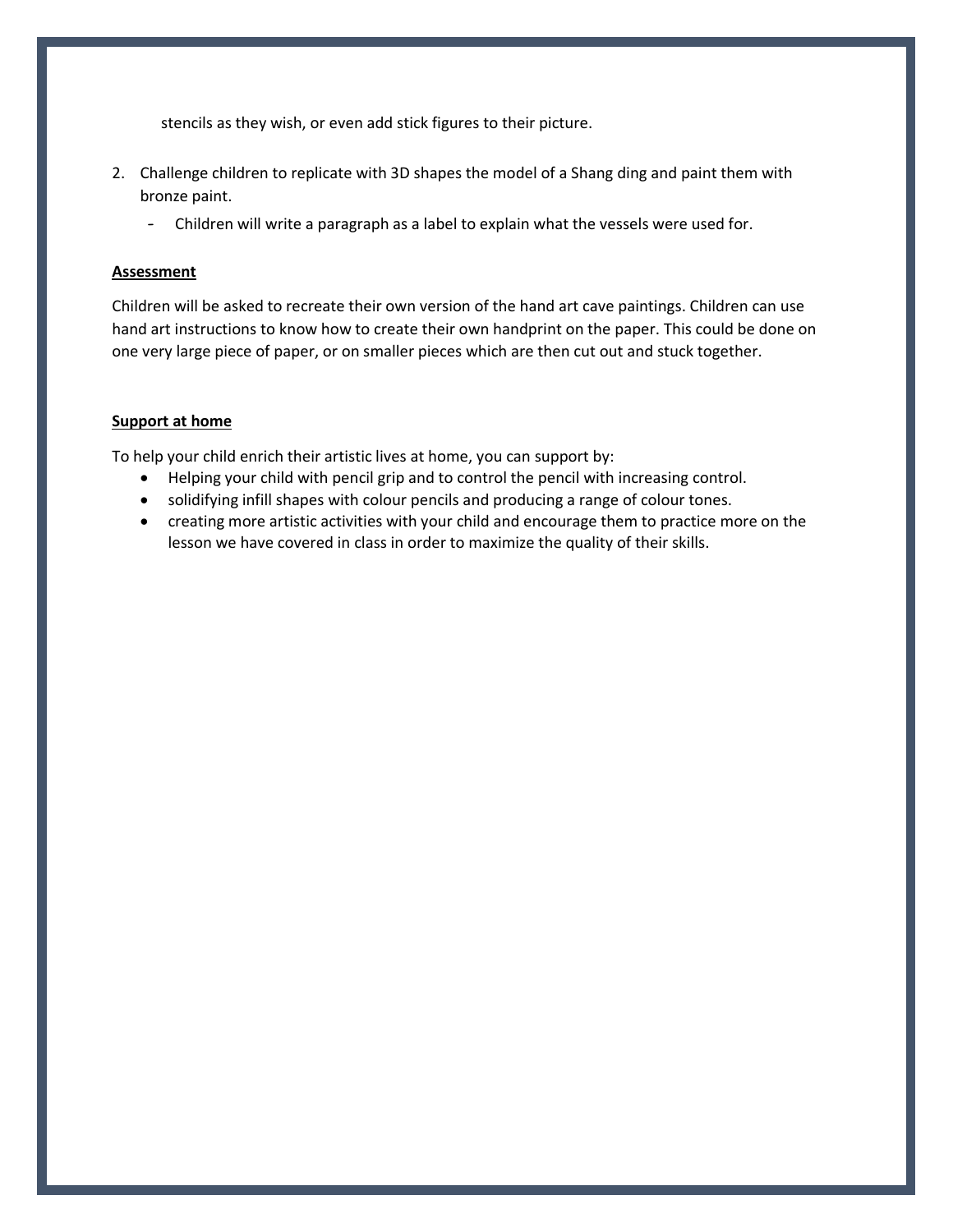stencils as they wish, or even add stick figures to their picture.

2. Challenge children to replicate with 3D shapes the model of a Shang ding and paint them with bronze paint.
   - Children will write a paragraph as a label to explain what the vessels were used for.

**Assessment**

Children will be asked to recreate their own version of the hand art cave paintings. Children can use hand art instructions to know how to create their own handprint on the paper. This could be done on one very large piece of paper, or on smaller pieces which are then cut out and stuck together.

**Support at home**

To help your child enrich their artistic lives at home, you can support by:

- Helping your child with pencil grip and to control the pencil with increasing control.
- solidifying infill shapes with colour pencils and producing a range of colour tones.
- creating more artistic activities with your child and encourage them to practice more on the lesson we have covered in class in order to maximize the quality of their skills.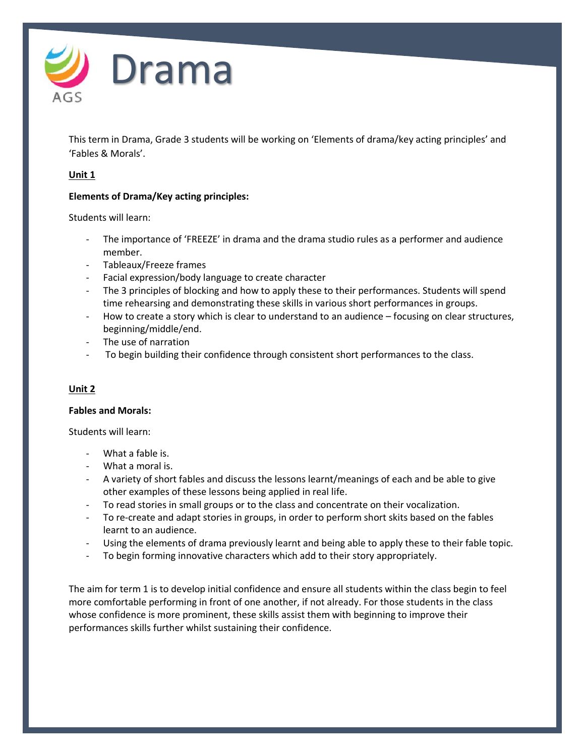# Drama

This term in Drama, Grade 3 students will be working on 'Elements of drama/key acting principles' and 'Fables & Morals'.

## Unit 1

**Elements of Drama/Key acting principles:**

Students will learn:

- The importance of 'FREEZE' in drama and the drama studio rules as a performer and audience member.
- Tableaux/Freeze frames
- Facial expression/body language to create character
- The 3 principles of blocking and how to apply these to their performances. Students will spend time rehearsing and demonstrating these skills in various short performances in groups.
- How to create a story which is clear to understand to an audience – focusing on clear structures, beginning/middle/end.
- The use of narration
- To begin building their confidence through consistent short performances to the class.

## Unit 2

**Fables and Morals:**

Students will learn:

- What a fable is.
- What a moral is.
- A variety of short fables and discuss the lessons learnt/meanings of each and be able to give other examples of these lessons being applied in real life.
- To read stories in small groups or to the class and concentrate on their vocalization.
- To re-create and adapt stories in groups, in order to perform short skits based on the fables learnt to an audience.
- Using the elements of drama previously learnt and being able to apply these to their fable topic.
- To begin forming innovative characters which add to their story appropriately.

The aim for term 1 is to develop initial confidence and ensure all students within the class begin to feel more comfortable performing in front of one another, if not already. For those students in the class whose confidence is more prominent, these skills assist them with beginning to improve their performances skills further whilst sustaining their confidence.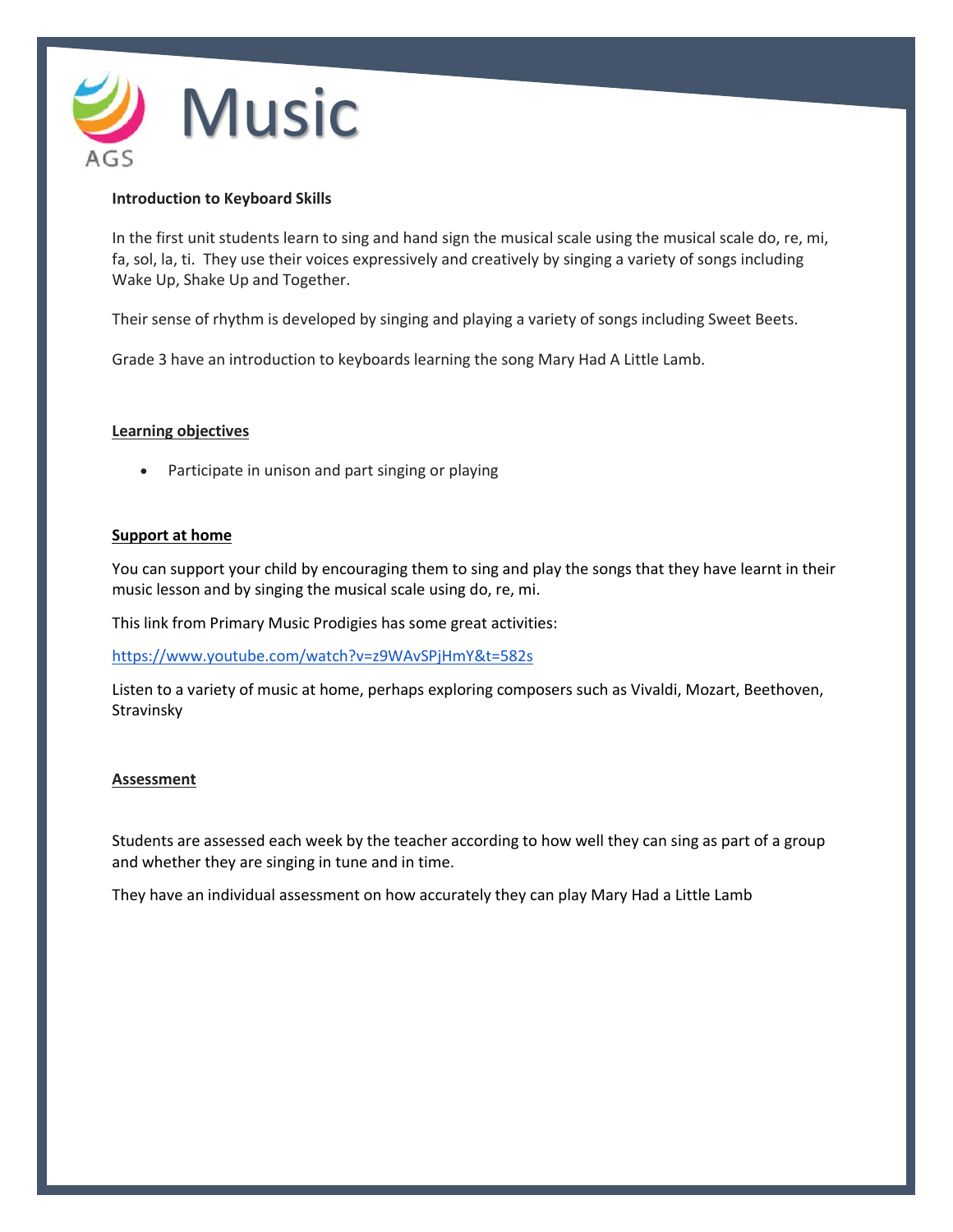# Music

**Introduction to Keyboard Skills**

In the first unit students learn to sing and hand sign the musical scale using the musical scale do, re, mi, fa, sol, la, ti. They use their voices expressively and creatively by singing a variety of songs including Wake Up, Shake Up and Together.

Their sense of rhythm is developed by singing and playing a variety of songs including Sweet Beets.

Grade 3 have an introduction to keyboards learning the song Mary Had A Little Lamb.

**Learning objectives**

- Participate in unison and part singing or playing

**Support at home**

You can support your child by encouraging them to sing and play the songs that they have learnt in their music lesson and by singing the musical scale using do, re, mi.

This link from Primary Music Prodigies has some great activities:

https://www.youtube.com/watch?v=z9WAvSPjHmY&t=582s

Listen to a variety of music at home, perhaps exploring composers such as Vivaldi, Mozart, Beethoven, Stravinsky

**Assessment**

Students are assessed each week by the teacher according to how well they can sing as part of a group and whether they are singing in tune and in time.

They have an individual assessment on how accurately they can play Mary Had a Little Lamb